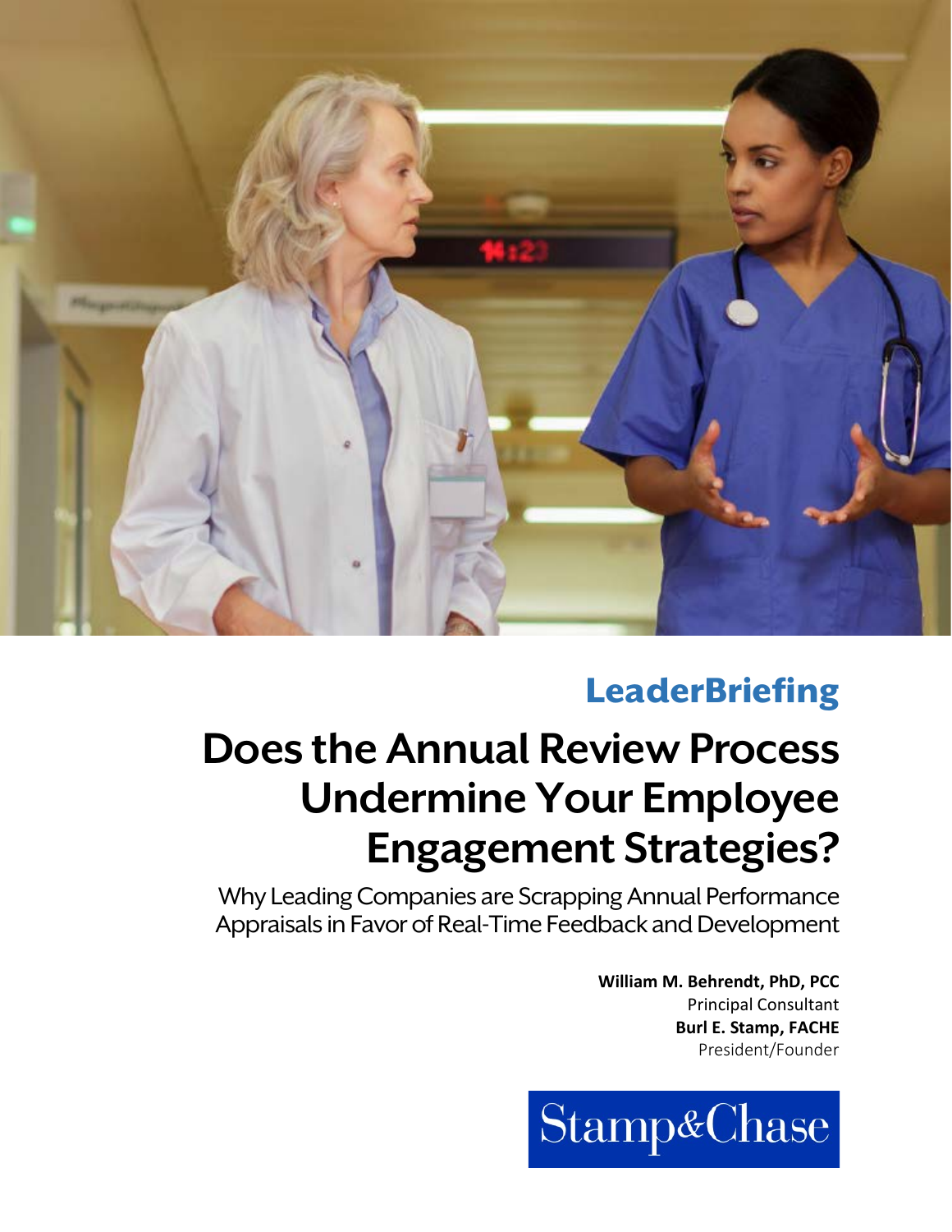LeaderBriefing

# Does the Annual Review Process Undermine Your Employee Engagement Strategies?

Why Leading Companies are Scrapping Annual Performance Appraisals in Favor of Real-Time Feedback and Development

**William M. Behrendt, PhD, PCC**
Principal Consultant
**Burl E. Stamp, FACHE**
President/Founder

Stamp&Chase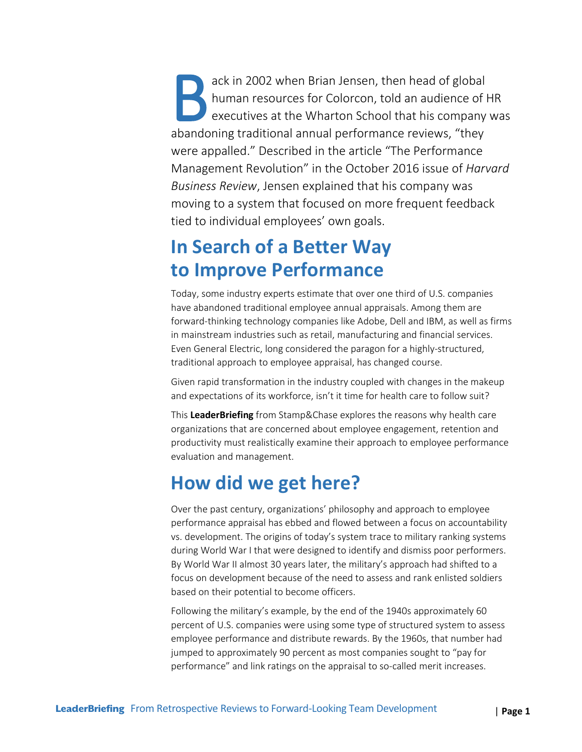Back in 2002 when Brian Jensen, then head of global human resources for Colorcon, told an audience of HR executives at the Wharton School that his company was abandoning traditional annual performance reviews, "they were appalled." Described in the article "The Performance Management Revolution" in the October 2016 issue of *Harvard Business Review*, Jensen explained that his company was moving to a system that focused on more frequent feedback tied to individual employees' own goals.

## In Search of a Better Way to Improve Performance

Today, some industry experts estimate that over one third of U.S. companies have abandoned traditional employee annual appraisals. Among them are forward-thinking technology companies like Adobe, Dell and IBM, as well as firms in mainstream industries such as retail, manufacturing and financial services. Even General Electric, long considered the paragon for a highly-structured, traditional approach to employee appraisal, has changed course.

Given rapid transformation in the industry coupled with changes in the makeup and expectations of its workforce, isn't it time for health care to follow suit?

This **LeaderBriefing** from Stamp&Chase explores the reasons why health care organizations that are concerned about employee engagement, retention and productivity must realistically examine their approach to employee performance evaluation and management.

## How did we get here?

Over the past century, organizations' philosophy and approach to employee performance appraisal has ebbed and flowed between a focus on accountability vs. development. The origins of today's system trace to military ranking systems during World War I that were designed to identify and dismiss poor performers. By World War II almost 30 years later, the military's approach had shifted to a focus on development because of the need to assess and rank enlisted soldiers based on their potential to become officers.

Following the military's example, by the end of the 1940s approximately 60 percent of U.S. companies were using some type of structured system to assess employee performance and distribute rewards. By the 1960s, that number had jumped to approximately 90 percent as most companies sought to "pay for performance" and link ratings on the appraisal to so-called merit increases.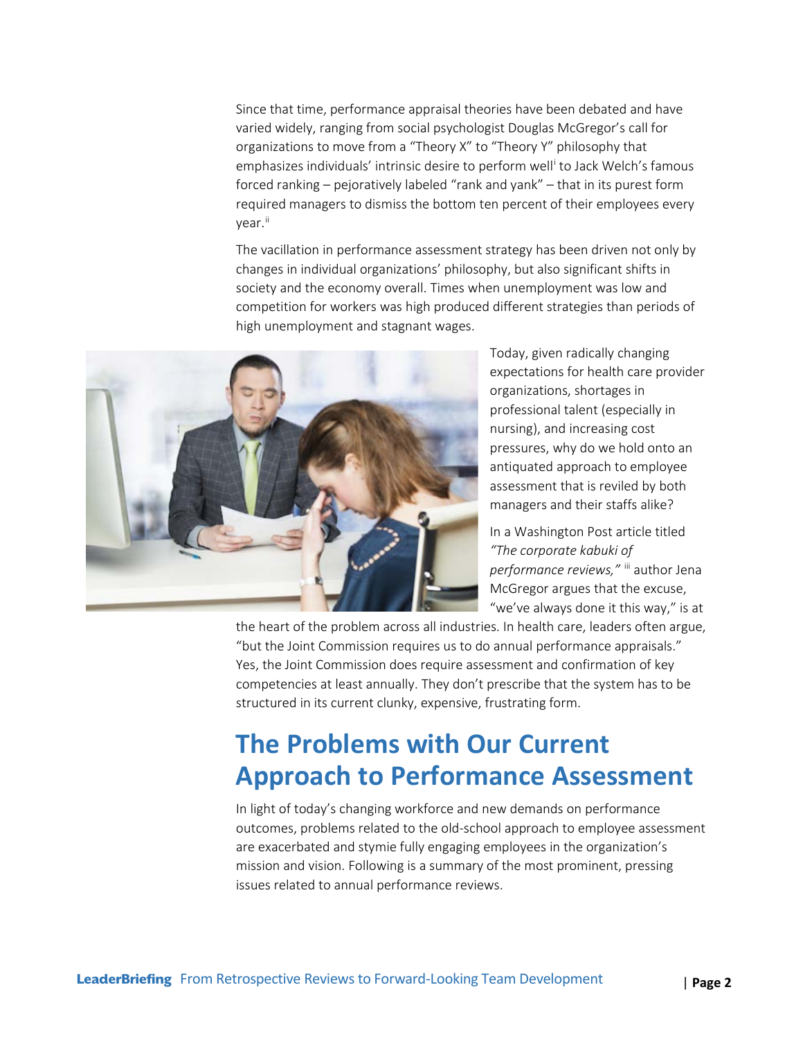Since that time, performance appraisal theories have been debated and have varied widely, ranging from social psychologist Douglas McGregor's call for organizations to move from a "Theory X" to "Theory Y" philosophy that emphasizes individuals' intrinsic desire to perform well[i] to Jack Welch's famous forced ranking – pejoratively labeled "rank and yank" – that in its purest form required managers to dismiss the bottom ten percent of their employees every year.[ii]

The vacillation in performance assessment strategy has been driven not only by changes in individual organizations' philosophy, but also significant shifts in society and the economy overall. Times when unemployment was low and competition for workers was high produced different strategies than periods of high unemployment and stagnant wages.

Today, given radically changing expectations for health care provider organizations, shortages in professional talent (especially in nursing), and increasing cost pressures, why do we hold onto an antiquated approach to employee assessment that is reviled by both managers and their staffs alike?

In a Washington Post article titled *"The corporate kabuki of performance reviews,"* [iii] author Jena McGregor argues that the excuse, "we've always done it this way," is at the heart of the problem across all industries. In health care, leaders often argue, "but the Joint Commission requires us to do annual performance appraisals." Yes, the Joint Commission does require assessment and confirmation of key competencies at least annually. They don't prescribe that the system has to be structured in its current clunky, expensive, frustrating form.

## The Problems with Our Current Approach to Performance Assessment

In light of today's changing workforce and new demands on performance outcomes, problems related to the old-school approach to employee assessment are exacerbated and stymie fully engaging employees in the organization's mission and vision. Following is a summary of the most prominent, pressing issues related to annual performance reviews.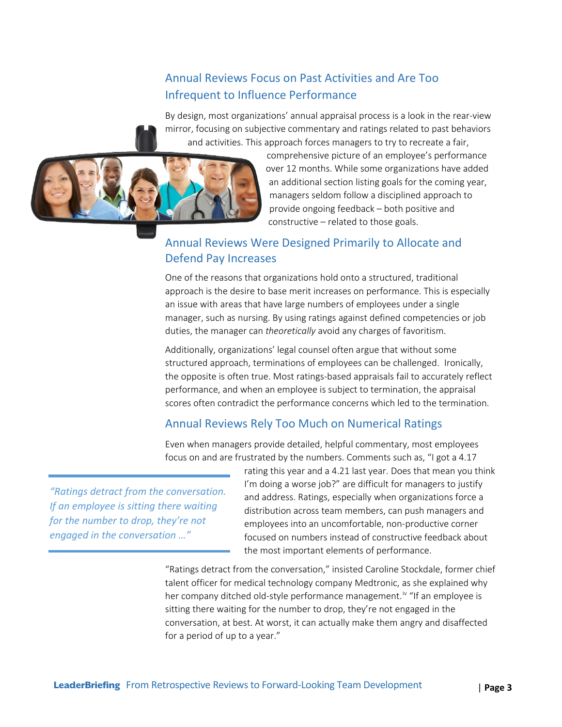## Annual Reviews Focus on Past Activities and Are Too Infrequent to Influence Performance

By design, most organizations' annual appraisal process is a look in the rear-view mirror, focusing on subjective commentary and ratings related to past behaviors and activities. This approach forces managers to try to recreate a fair, comprehensive picture of an employee's performance over 12 months. While some organizations have added an additional section listing goals for the coming year, managers seldom follow a disciplined approach to provide ongoing feedback – both positive and constructive – related to those goals.

## Annual Reviews Were Designed Primarily to Allocate and Defend Pay Increases

One of the reasons that organizations hold onto a structured, traditional approach is the desire to base merit increases on performance. This is especially an issue with areas that have large numbers of employees under a single manager, such as nursing. By using ratings against defined competencies or job duties, the manager can *theoretically* avoid any charges of favoritism.

Additionally, organizations' legal counsel often argue that without some structured approach, terminations of employees can be challenged. Ironically, the opposite is often true. Most ratings-based appraisals fail to accurately reflect performance, and when an employee is subject to termination, the appraisal scores often contradict the performance concerns which led to the termination.

## Annual Reviews Rely Too Much on Numerical Ratings

Even when managers provide detailed, helpful commentary, most employees focus on and are frustrated by the numbers. Comments such as, "I got a 4.17 rating this year and a 4.21 last year. Does that mean you think I'm doing a worse job?" are difficult for managers to justify and address. Ratings, especially when organizations force a distribution across team members, can push managers and employees into an uncomfortable, non-productive corner focused on numbers instead of constructive feedback about the most important elements of performance.

> *"Ratings detract from the conversation. If an employee is sitting there waiting for the number to drop, they're not engaged in the conversation …"*

"Ratings detract from the conversation," insisted Caroline Stockdale, former chief talent officer for medical technology company Medtronic, as she explained why her company ditched old-style performance management.[iv] "If an employee is sitting there waiting for the number to drop, they're not engaged in the conversation, at best. At worst, it can actually make them angry and disaffected for a period of up to a year."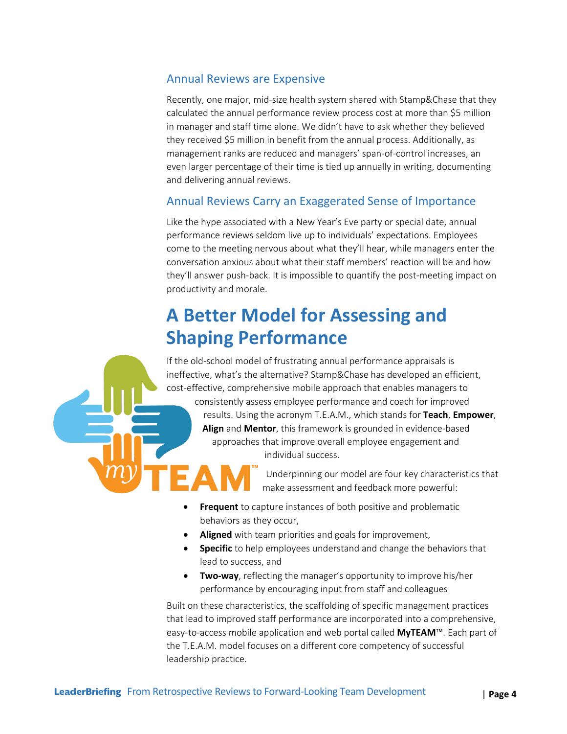### Annual Reviews are Expensive

Recently, one major, mid-size health system shared with Stamp&Chase that they calculated the annual performance review process cost at more than $5 million in manager and staff time alone. We didn't have to ask whether they believed they received $5 million in benefit from the annual process. Additionally, as management ranks are reduced and managers' span-of-control increases, an even larger percentage of their time is tied up annually in writing, documenting and delivering annual reviews.

### Annual Reviews Carry an Exaggerated Sense of Importance

Like the hype associated with a New Year's Eve party or special date, annual performance reviews seldom live up to individuals' expectations. Employees come to the meeting nervous about what they'll hear, while managers enter the conversation anxious about what their staff members' reaction will be and how they'll answer push-back. It is impossible to quantify the post-meeting impact on productivity and morale.

## A Better Model for Assessing and Shaping Performance

If the old-school model of frustrating annual performance appraisals is ineffective, what's the alternative? Stamp&Chase has developed an efficient, cost-effective, comprehensive mobile approach that enables managers to consistently assess employee performance and coach for improved results. Using the acronym T.E.A.M., which stands for **Teach**, **Empower**, **Align** and **Mentor**, this framework is grounded in evidence-based approaches that improve overall employee engagement and individual success.

Underpinning our model are four key characteristics that make assessment and feedback more powerful:

- **Frequent** to capture instances of both positive and problematic behaviors as they occur,
- **Aligned** with team priorities and goals for improvement,
- **Specific** to help employees understand and change the behaviors that lead to success, and
- **Two-way**, reflecting the manager's opportunity to improve his/her performance by encouraging input from staff and colleagues

Built on these characteristics, the scaffolding of specific management practices that lead to improved staff performance are incorporated into a comprehensive, easy-to-access mobile application and web portal called **MyTEAM**™. Each part of the T.E.A.M. model focuses on a different core competency of successful leadership practice.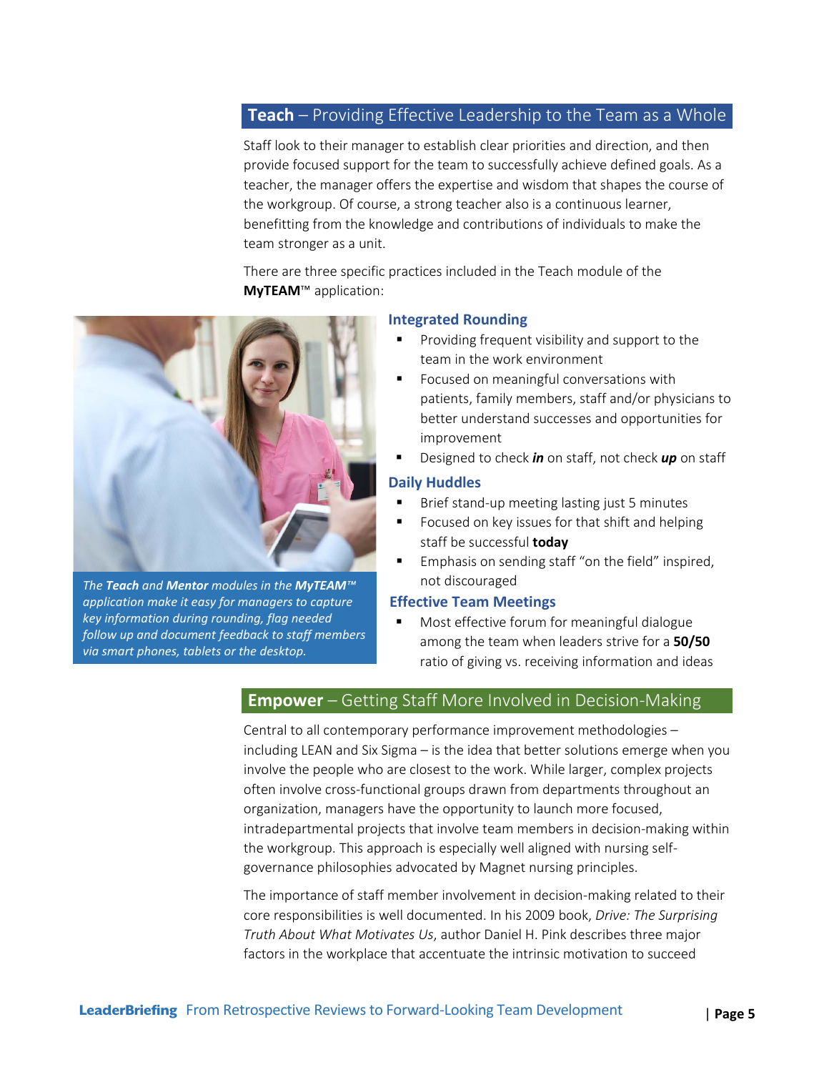## **Teach** – Providing Effective Leadership to the Team as a Whole

Staff look to their manager to establish clear priorities and direction, and then provide focused support for the team to successfully achieve defined goals. As a teacher, the manager offers the expertise and wisdom that shapes the course of the workgroup. Of course, a strong teacher also is a continuous learner, benefitting from the knowledge and contributions of individuals to make the team stronger as a unit.

There are three specific practices included in the Teach module of the **MyTEAM**™ application:

*The **Teach** and **Mentor** modules in the **MyTEAM™** application make it easy for managers to capture key information during rounding, flag needed follow up and document feedback to staff members via smart phones, tablets or the desktop.*

### Integrated Rounding

- Providing frequent visibility and support to the team in the work environment
- Focused on meaningful conversations with patients, family members, staff and/or physicians to better understand successes and opportunities for improvement
- Designed to check ***in*** on staff, not check ***up*** on staff

### Daily Huddles

- Brief stand-up meeting lasting just 5 minutes
- Focused on key issues for that shift and helping staff be successful **today**
- Emphasis on sending staff "on the field" inspired, not discouraged

### Effective Team Meetings

- Most effective forum for meaningful dialogue among the team when leaders strive for a **50/50** ratio of giving vs. receiving information and ideas

## **Empower** – Getting Staff More Involved in Decision-Making

Central to all contemporary performance improvement methodologies – including LEAN and Six Sigma – is the idea that better solutions emerge when you involve the people who are closest to the work. While larger, complex projects often involve cross-functional groups drawn from departments throughout an organization, managers have the opportunity to launch more focused, intradepartmental projects that involve team members in decision-making within the workgroup. This approach is especially well aligned with nursing self-governance philosophies advocated by Magnet nursing principles.

The importance of staff member involvement in decision-making related to their core responsibilities is well documented. In his 2009 book, *Drive: The Surprising Truth About What Motivates Us*, author Daniel H. Pink describes three major factors in the workplace that accentuate the intrinsic motivation to succeed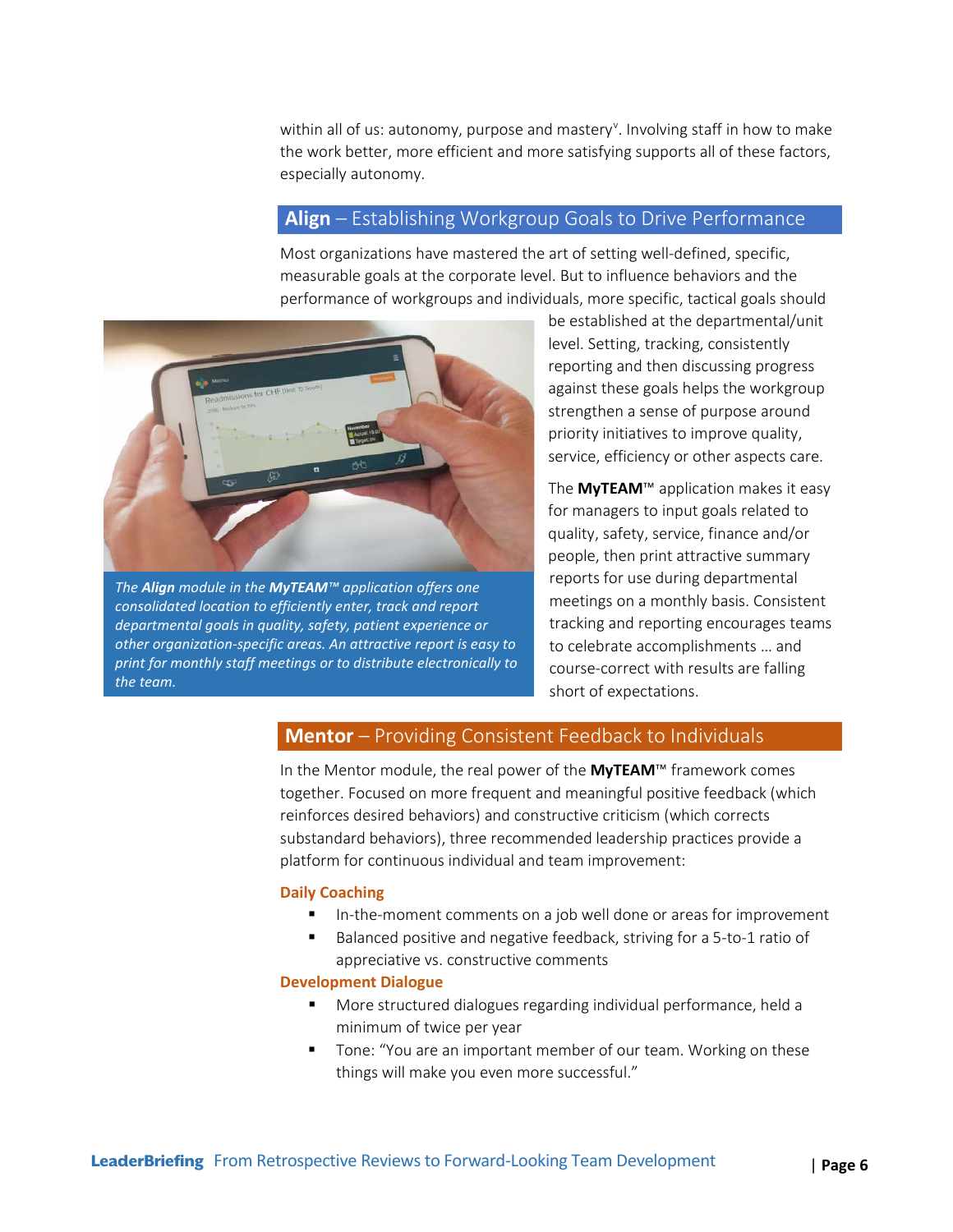within all of us: autonomy, purpose and mastery[v]. Involving staff in how to make the work better, more efficient and more satisfying supports all of these factors, especially autonomy.

## **Align** – Establishing Workgroup Goals to Drive Performance

Most organizations have mastered the art of setting well-defined, specific, measurable goals at the corporate level. But to influence behaviors and the performance of workgroups and individuals, more specific, tactical goals should be established at the departmental/unit level. Setting, tracking, consistently reporting and then discussing progress against these goals helps the workgroup strengthen a sense of purpose around priority initiatives to improve quality, service, efficiency or other aspects care.

*The **Align** module in the **MyTEAM**™ application offers one consolidated location to efficiently enter, track and report departmental goals in quality, safety, patient experience or other organization-specific areas. An attractive report is easy to print for monthly staff meetings or to distribute electronically to the team.*

The **MyTEAM**™ application makes it easy for managers to input goals related to quality, safety, service, finance and/or people, then print attractive summary reports for use during departmental meetings on a monthly basis. Consistent tracking and reporting encourages teams to celebrate accomplishments … and course-correct with results are falling short of expectations.

## **Mentor** – Providing Consistent Feedback to Individuals

In the Mentor module, the real power of the **MyTEAM**™ framework comes together. Focused on more frequent and meaningful positive feedback (which reinforces desired behaviors) and constructive criticism (which corrects substandard behaviors), three recommended leadership practices provide a platform for continuous individual and team improvement:

**Daily Coaching**

- In-the-moment comments on a job well done or areas for improvement
- Balanced positive and negative feedback, striving for a 5-to-1 ratio of appreciative vs. constructive comments

**Development Dialogue**

- More structured dialogues regarding individual performance, held a minimum of twice per year
- Tone: "You are an important member of our team. Working on these things will make you even more successful."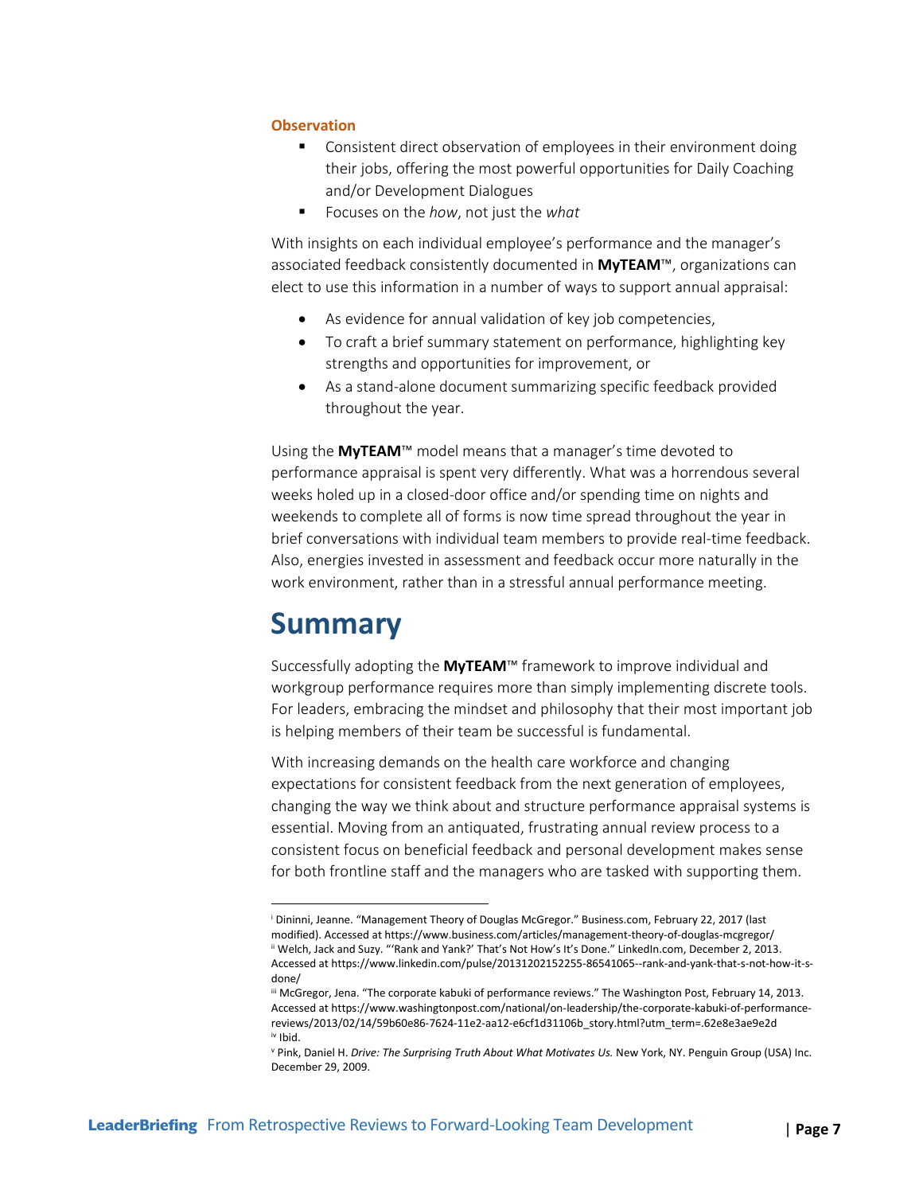**Observation**

- Consistent direct observation of employees in their environment doing their jobs, offering the most powerful opportunities for Daily Coaching and/or Development Dialogues
- Focuses on the *how*, not just the *what*

With insights on each individual employee's performance and the manager's associated feedback consistently documented in **MyTEAM**™, organizations can elect to use this information in a number of ways to support annual appraisal:

- As evidence for annual validation of key job competencies,
- To craft a brief summary statement on performance, highlighting key strengths and opportunities for improvement, or
- As a stand-alone document summarizing specific feedback provided throughout the year.

Using the **MyTEAM**™ model means that a manager's time devoted to performance appraisal is spent very differently. What was a horrendous several weeks holed up in a closed-door office and/or spending time on nights and weekends to complete all of forms is now time spread throughout the year in brief conversations with individual team members to provide real-time feedback. Also, energies invested in assessment and feedback occur more naturally in the work environment, rather than in a stressful annual performance meeting.

# Summary

Successfully adopting the **MyTEAM**™ framework to improve individual and workgroup performance requires more than simply implementing discrete tools. For leaders, embracing the mindset and philosophy that their most important job is helping members of their team be successful is fundamental.

With increasing demands on the health care workforce and changing expectations for consistent feedback from the next generation of employees, changing the way we think about and structure performance appraisal systems is essential. Moving from an antiquated, frustrating annual review process to a consistent focus on beneficial feedback and personal development makes sense for both frontline staff and the managers who are tasked with supporting them.

---

[i] Dininni, Jeanne. "Management Theory of Douglas McGregor." Business.com, February 22, 2017 (last modified). Accessed at https://www.business.com/articles/management-theory-of-douglas-mcgregor/

[ii] Welch, Jack and Suzy. "'Rank and Yank?' That's Not How's It's Done." LinkedIn.com, December 2, 2013. Accessed at https://www.linkedin.com/pulse/20131202152255-86541065--rank-and-yank-that-s-not-how-it-s-done/

[iii] McGregor, Jena. "The corporate kabuki of performance reviews." The Washington Post, February 14, 2013. Accessed at https://www.washingtonpost.com/national/on-leadership/the-corporate-kabuki-of-performance-reviews/2013/02/14/59b60e86-7624-11e2-aa12-e6cf1d31106b_story.html?utm_term=.62e8e3ae9e2d

[iv] Ibid.

[v] Pink, Daniel H. *Drive: The Surprising Truth About What Motivates Us.* New York, NY. Penguin Group (USA) Inc. December 29, 2009.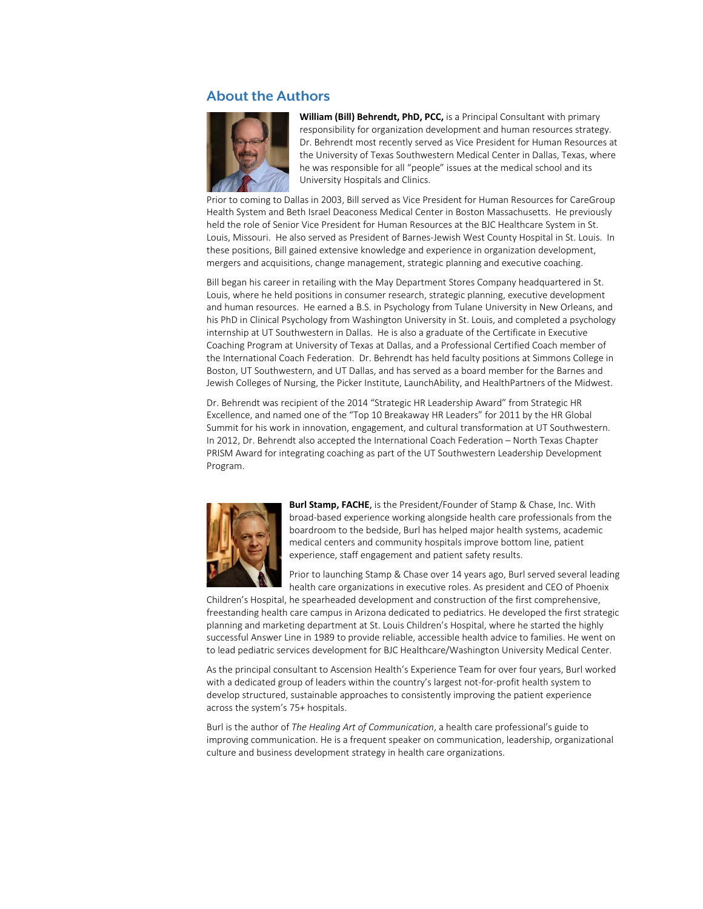## About the Authors

**William (Bill) Behrendt, PhD, PCC,** is a Principal Consultant with primary responsibility for organization development and human resources strategy. Dr. Behrendt most recently served as Vice President for Human Resources at the University of Texas Southwestern Medical Center in Dallas, Texas, where he was responsible for all "people" issues at the medical school and its University Hospitals and Clinics.

Prior to coming to Dallas in 2003, Bill served as Vice President for Human Resources for CareGroup Health System and Beth Israel Deaconess Medical Center in Boston Massachusetts. He previously held the role of Senior Vice President for Human Resources at the BJC Healthcare System in St. Louis, Missouri. He also served as President of Barnes-Jewish West County Hospital in St. Louis. In these positions, Bill gained extensive knowledge and experience in organization development, mergers and acquisitions, change management, strategic planning and executive coaching.

Bill began his career in retailing with the May Department Stores Company headquartered in St. Louis, where he held positions in consumer research, strategic planning, executive development and human resources. He earned a B.S. in Psychology from Tulane University in New Orleans, and his PhD in Clinical Psychology from Washington University in St. Louis, and completed a psychology internship at UT Southwestern in Dallas. He is also a graduate of the Certificate in Executive Coaching Program at University of Texas at Dallas, and a Professional Certified Coach member of the International Coach Federation. Dr. Behrendt has held faculty positions at Simmons College in Boston, UT Southwestern, and UT Dallas, and has served as a board member for the Barnes and Jewish Colleges of Nursing, the Picker Institute, LaunchAbility, and HealthPartners of the Midwest.

Dr. Behrendt was recipient of the 2014 "Strategic HR Leadership Award" from Strategic HR Excellence, and named one of the "Top 10 Breakaway HR Leaders" for 2011 by the HR Global Summit for his work in innovation, engagement, and cultural transformation at UT Southwestern. In 2012, Dr. Behrendt also accepted the International Coach Federation – North Texas Chapter PRISM Award for integrating coaching as part of the UT Southwestern Leadership Development Program.

**Burl Stamp, FACHE**, is the President/Founder of Stamp & Chase, Inc. With broad-based experience working alongside health care professionals from the boardroom to the bedside, Burl has helped major health systems, academic medical centers and community hospitals improve bottom line, patient experience, staff engagement and patient safety results.

Prior to launching Stamp & Chase over 14 years ago, Burl served several leading health care organizations in executive roles. As president and CEO of Phoenix Children's Hospital, he spearheaded development and construction of the first comprehensive, freestanding health care campus in Arizona dedicated to pediatrics. He developed the first strategic planning and marketing department at St. Louis Children's Hospital, where he started the highly successful Answer Line in 1989 to provide reliable, accessible health advice to families. He went on to lead pediatric services development for BJC Healthcare/Washington University Medical Center.

As the principal consultant to Ascension Health's Experience Team for over four years, Burl worked with a dedicated group of leaders within the country's largest not-for-profit health system to develop structured, sustainable approaches to consistently improving the patient experience across the system's 75+ hospitals.

Burl is the author of *The Healing Art of Communication*, a health care professional's guide to improving communication. He is a frequent speaker on communication, leadership, organizational culture and business development strategy in health care organizations.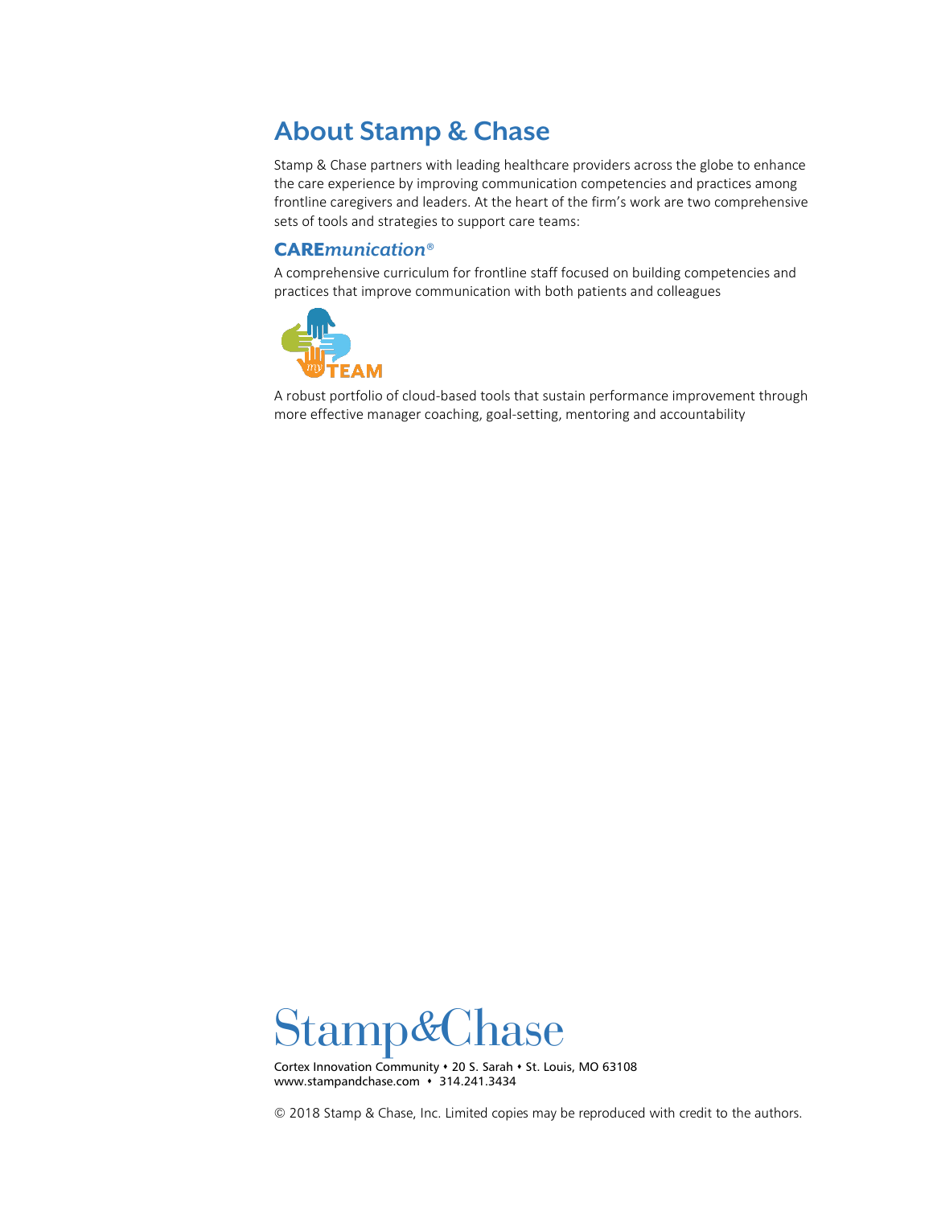## About Stamp & Chase

Stamp & Chase partners with leading healthcare providers across the globe to enhance the care experience by improving communication competencies and practices among frontline caregivers and leaders. At the heart of the firm's work are two comprehensive sets of tools and strategies to support care teams:

### **CARE***munication*®

A comprehensive curriculum for frontline staff focused on building competencies and practices that improve communication with both patients and colleagues

### *my*TEAM

A robust portfolio of cloud-based tools that sustain performance improvement through more effective manager coaching, goal-setting, mentoring and accountability

Stamp&Chase

Cortex Innovation Community • 20 S. Sarah • St. Louis, MO 63108
www.stampandchase.com • 314.241.3434

© 2018 Stamp & Chase, Inc. Limited copies may be reproduced with credit to the authors.